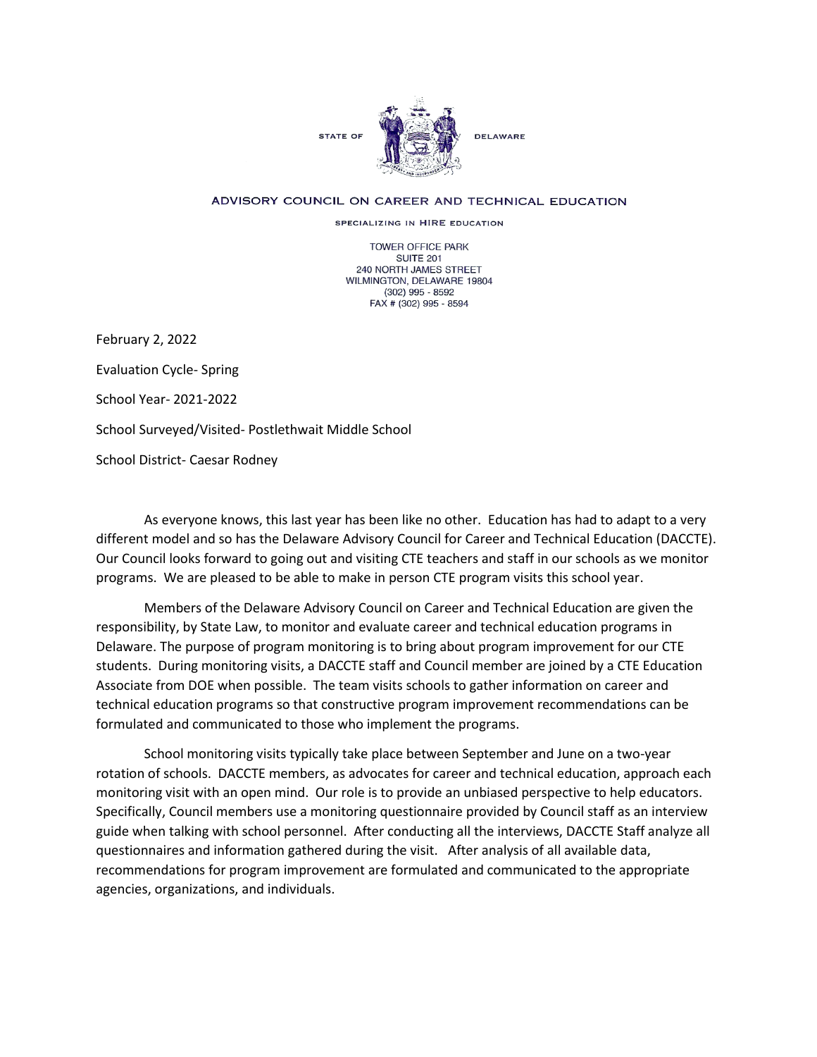STATE OF DELAWARE

# ADVISORY COUNCIL ON CAREER AND TECHNICAL EDUCATION

SPECIALIZING IN HIRE EDUCATION

TOWER OFFICE PARK
SUITE 201
240 NORTH JAMES STREET
WILMINGTON, DELAWARE 19804
(302) 995 - 8592
FAX # (302) 995 - 8594

February 2, 2022

Evaluation Cycle- Spring

School Year- 2021-2022

School Surveyed/Visited- Postlethwait Middle School

School District- Caesar Rodney

As everyone knows, this last year has been like no other. Education has had to adapt to a very different model and so has the Delaware Advisory Council for Career and Technical Education (DACCTE). Our Council looks forward to going out and visiting CTE teachers and staff in our schools as we monitor programs. We are pleased to be able to make in person CTE program visits this school year.

Members of the Delaware Advisory Council on Career and Technical Education are given the responsibility, by State Law, to monitor and evaluate career and technical education programs in Delaware. The purpose of program monitoring is to bring about program improvement for our CTE students. During monitoring visits, a DACCTE staff and Council member are joined by a CTE Education Associate from DOE when possible. The team visits schools to gather information on career and technical education programs so that constructive program improvement recommendations can be formulated and communicated to those who implement the programs.

School monitoring visits typically take place between September and June on a two-year rotation of schools. DACCTE members, as advocates for career and technical education, approach each monitoring visit with an open mind. Our role is to provide an unbiased perspective to help educators. Specifically, Council members use a monitoring questionnaire provided by Council staff as an interview guide when talking with school personnel. After conducting all the interviews, DACCTE Staff analyze all questionnaires and information gathered during the visit. After analysis of all available data, recommendations for program improvement are formulated and communicated to the appropriate agencies, organizations, and individuals.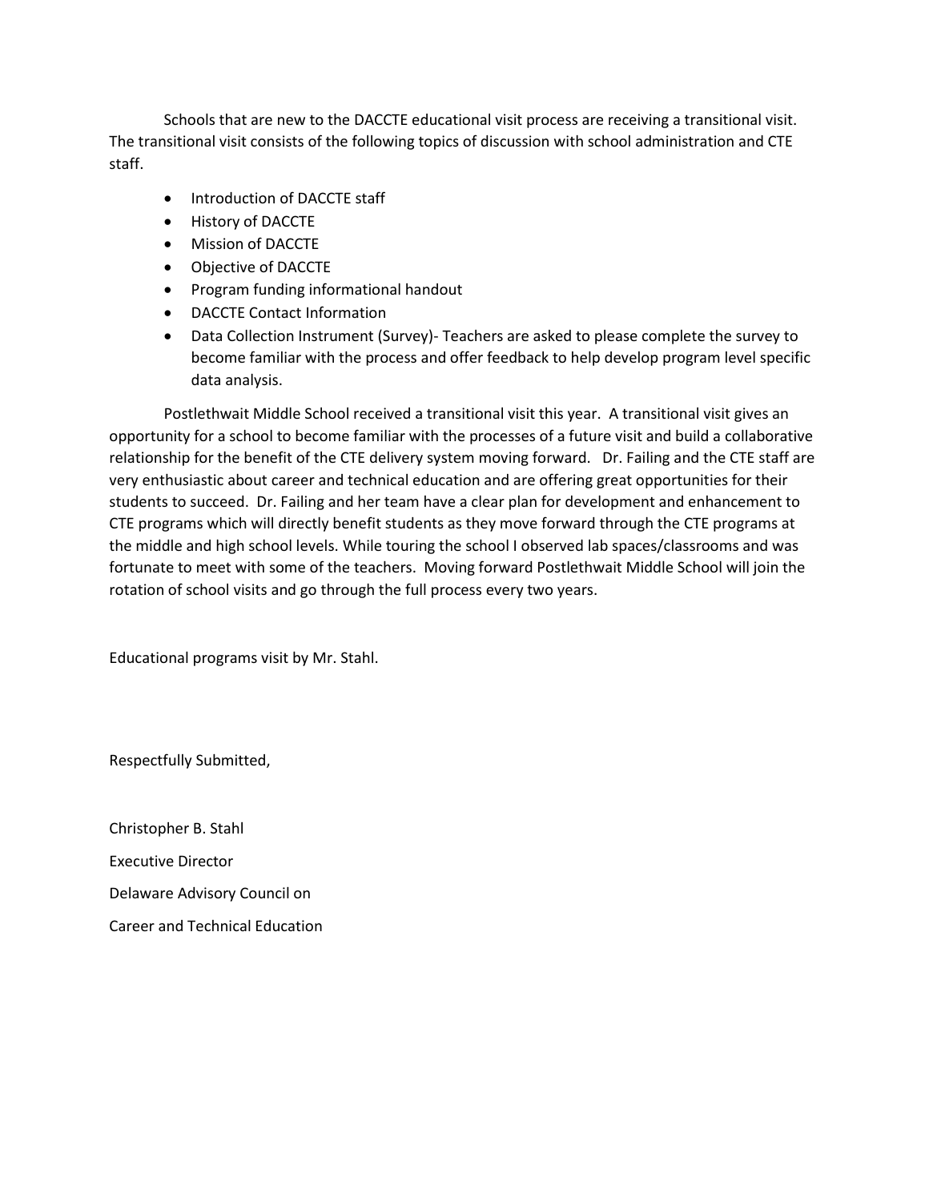Schools that are new to the DACCTE educational visit process are receiving a transitional visit. The transitional visit consists of the following topics of discussion with school administration and CTE staff.

- Introduction of DACCTE staff
- History of DACCTE
- Mission of DACCTE
- Objective of DACCTE
- Program funding informational handout
- DACCTE Contact Information
- Data Collection Instrument (Survey)- Teachers are asked to please complete the survey to become familiar with the process and offer feedback to help develop program level specific data analysis.

Postlethwait Middle School received a transitional visit this year. A transitional visit gives an opportunity for a school to become familiar with the processes of a future visit and build a collaborative relationship for the benefit of the CTE delivery system moving forward. Dr. Failing and the CTE staff are very enthusiastic about career and technical education and are offering great opportunities for their students to succeed. Dr. Failing and her team have a clear plan for development and enhancement to CTE programs which will directly benefit students as they move forward through the CTE programs at the middle and high school levels. While touring the school I observed lab spaces/classrooms and was fortunate to meet with some of the teachers. Moving forward Postlethwait Middle School will join the rotation of school visits and go through the full process every two years.

Educational programs visit by Mr. Stahl.

Respectfully Submitted,

Christopher B. Stahl

Executive Director

Delaware Advisory Council on

Career and Technical Education